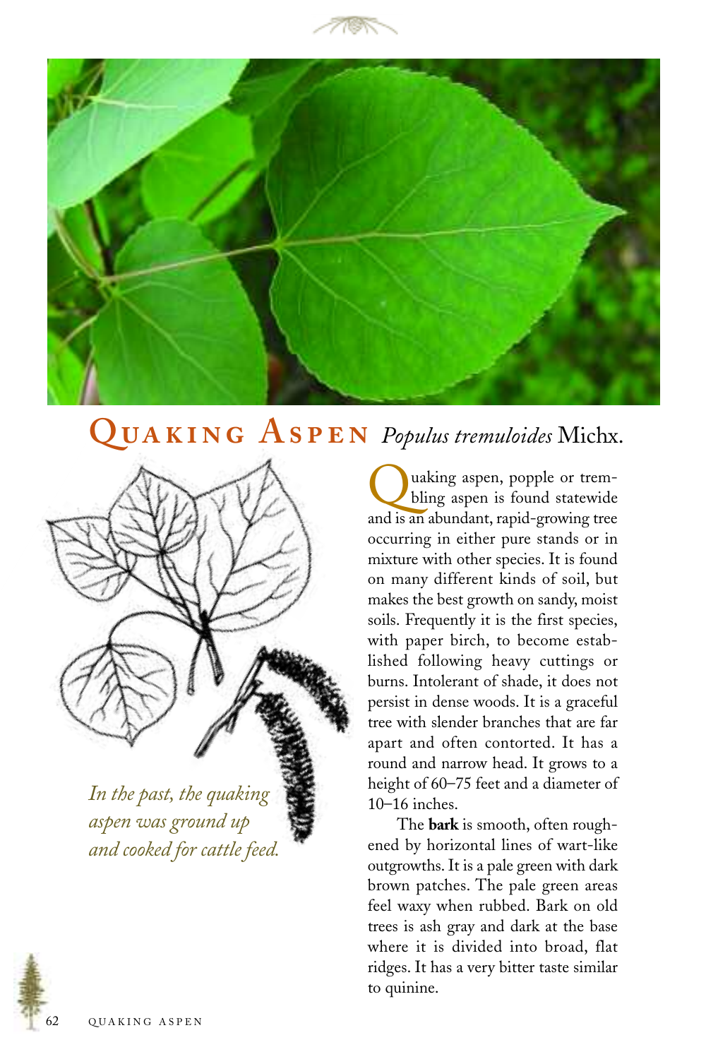# Quaking Aspen *Populus tremuloides* Michx.

*In the past, the quaking aspen was ground up and cooked for cattle feed.*

Quaking aspen, popple or trembling aspen is found statewide and is an abundant, rapid-growing tree occurring in either pure stands or in mixture with other species. It is found on many different kinds of soil, but makes the best growth on sandy, moist soils. Frequently it is the first species, with paper birch, to become established following heavy cuttings or burns. Intolerant of shade, it does not persist in dense woods. It is a graceful tree with slender branches that are far apart and often contorted. It has a round and narrow head. It grows to a height of 60–75 feet and a diameter of 10–16 inches.

The **bark** is smooth, often roughened by horizontal lines of wart-like outgrowths. It is a pale green with dark brown patches. The pale green areas feel waxy when rubbed. Bark on old trees is ash gray and dark at the base where it is divided into broad, flat ridges. It has a very bitter taste similar to quinine.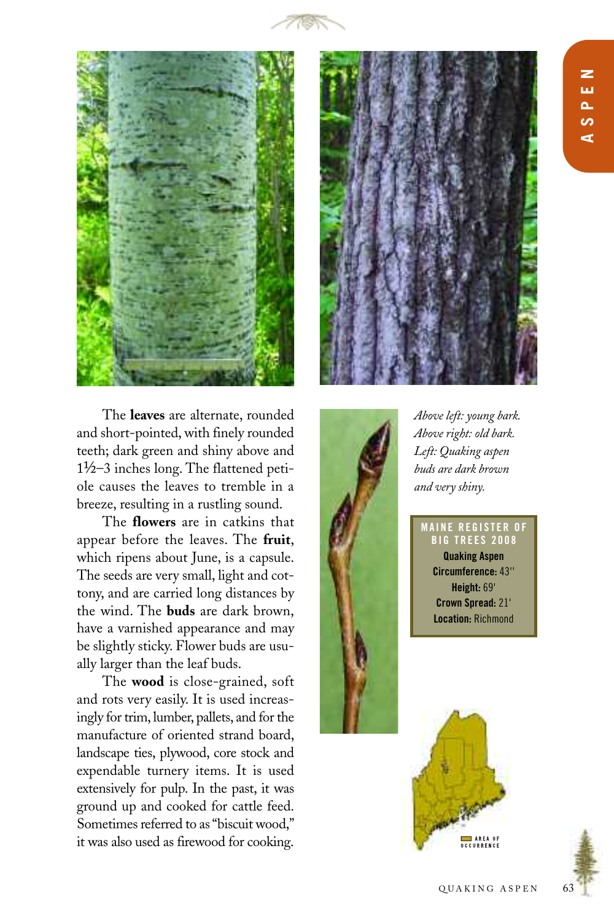The **leaves** are alternate, rounded and short-pointed, with finely rounded teeth; dark green and shiny above and 1½–3 inches long. The flattened petiole causes the leaves to tremble in a breeze, resulting in a rustling sound.

The **flowers** are in catkins that appear before the leaves. The **fruit**, which ripens about June, is a capsule. The seeds are very small, light and cottony, and are carried long distances by the wind. The **buds** are dark brown, have a varnished appearance and may be slightly sticky. Flower buds are usually larger than the leaf buds.

The **wood** is close-grained, soft and rots very easily. It is used increasingly for trim, lumber, pallets, and for the manufacture of oriented strand board, landscape ties, plywood, core stock and expendable turnery items. It is used extensively for pulp. In the past, it was ground up and cooked for cattle feed. Sometimes referred to as "biscuit wood," it was also used as firewood for cooking.

*Above left: young bark.*
*Above right: old bark.*
*Left: Quaking aspen buds are dark brown and very shiny.*

**MAINE REGISTER OF BIG TREES 2008**

**Quaking Aspen**
**Circumference:** 43''
**Height:** 69'
**Crown Spread:** 21'
**Location:** Richmond

AREA OF OCCURRENCE